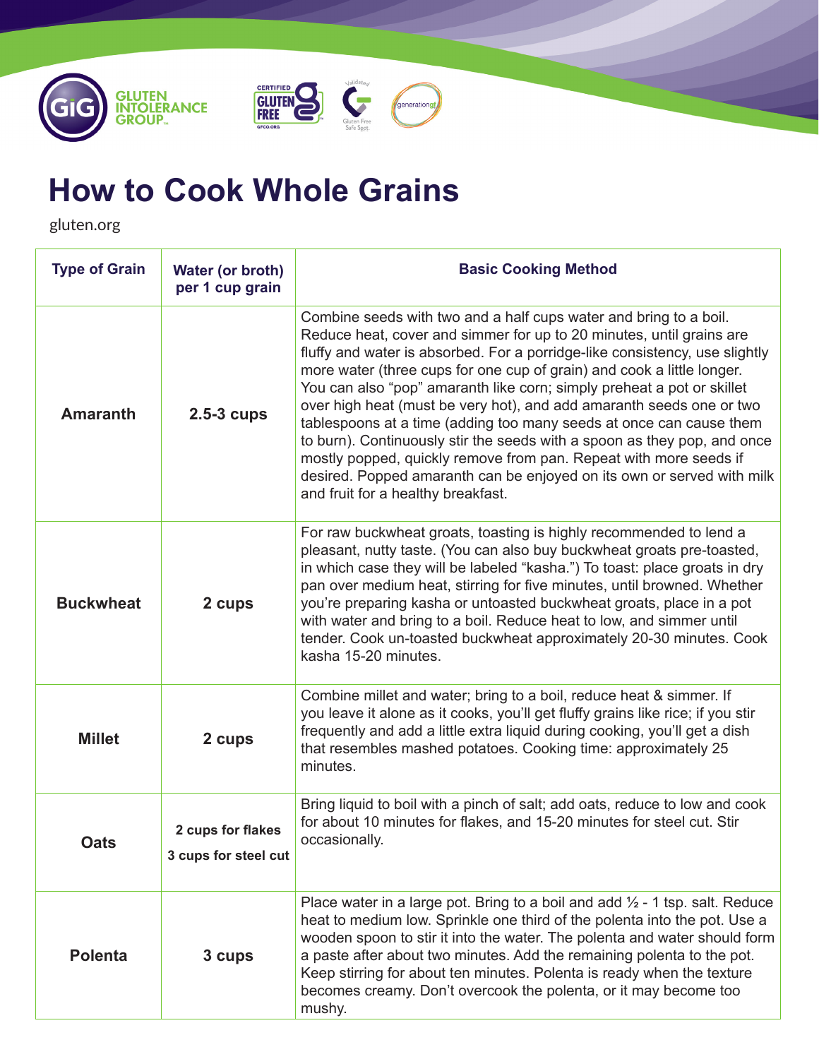GLUTEN INTOLERANCE GROUP

# How to Cook Whole Grains

gluten.org

| Type of Grain | Water (or broth) per 1 cup grain | Basic Cooking Method |
|---|---|---|
| **Amaranth** | **2.5-3 cups** | Combine seeds with two and a half cups water and bring to a boil. Reduce heat, cover and simmer for up to 20 minutes, until grains are fluffy and water is absorbed. For a porridge-like consistency, use slightly more water (three cups for one cup of grain) and cook a little longer. You can also "pop" amaranth like corn; simply preheat a pot or skillet over high heat (must be very hot), and add amaranth seeds one or two tablespoons at a time (adding too many seeds at once can cause them to burn). Continuously stir the seeds with a spoon as they pop, and once mostly popped, quickly remove from pan. Repeat with more seeds if desired. Popped amaranth can be enjoyed on its own or served with milk and fruit for a healthy breakfast. |
| **Buckwheat** | **2 cups** | For raw buckwheat groats, toasting is highly recommended to lend a pleasant, nutty taste. (You can also buy buckwheat groats pre-toasted, in which case they will be labeled "kasha.") To toast: place groats in dry pan over medium heat, stirring for five minutes, until browned. Whether you're preparing kasha or untoasted buckwheat groats, place in a pot with water and bring to a boil. Reduce heat to low, and simmer until tender. Cook un-toasted buckwheat approximately 20-30 minutes. Cook kasha 15-20 minutes. |
| **Millet** | **2 cups** | Combine millet and water; bring to a boil, reduce heat & simmer. If you leave it alone as it cooks, you'll get fluffy grains like rice; if you stir frequently and add a little extra liquid during cooking, you'll get a dish that resembles mashed potatoes. Cooking time: approximately 25 minutes. |
| **Oats** | **2 cups for flakes**<br>**3 cups for steel cut** | Bring liquid to boil with a pinch of salt; add oats, reduce to low and cook for about 10 minutes for flakes, and 15-20 minutes for steel cut. Stir occasionally. |
| **Polenta** | **3 cups** | Place water in a large pot. Bring to a boil and add ½ - 1 tsp. salt. Reduce heat to medium low. Sprinkle one third of the polenta into the pot. Use a wooden spoon to stir it into the water. The polenta and water should form a paste after about two minutes. Add the remaining polenta to the pot. Keep stirring for about ten minutes. Polenta is ready when the texture becomes creamy. Don't overcook the polenta, or it may become too mushy. |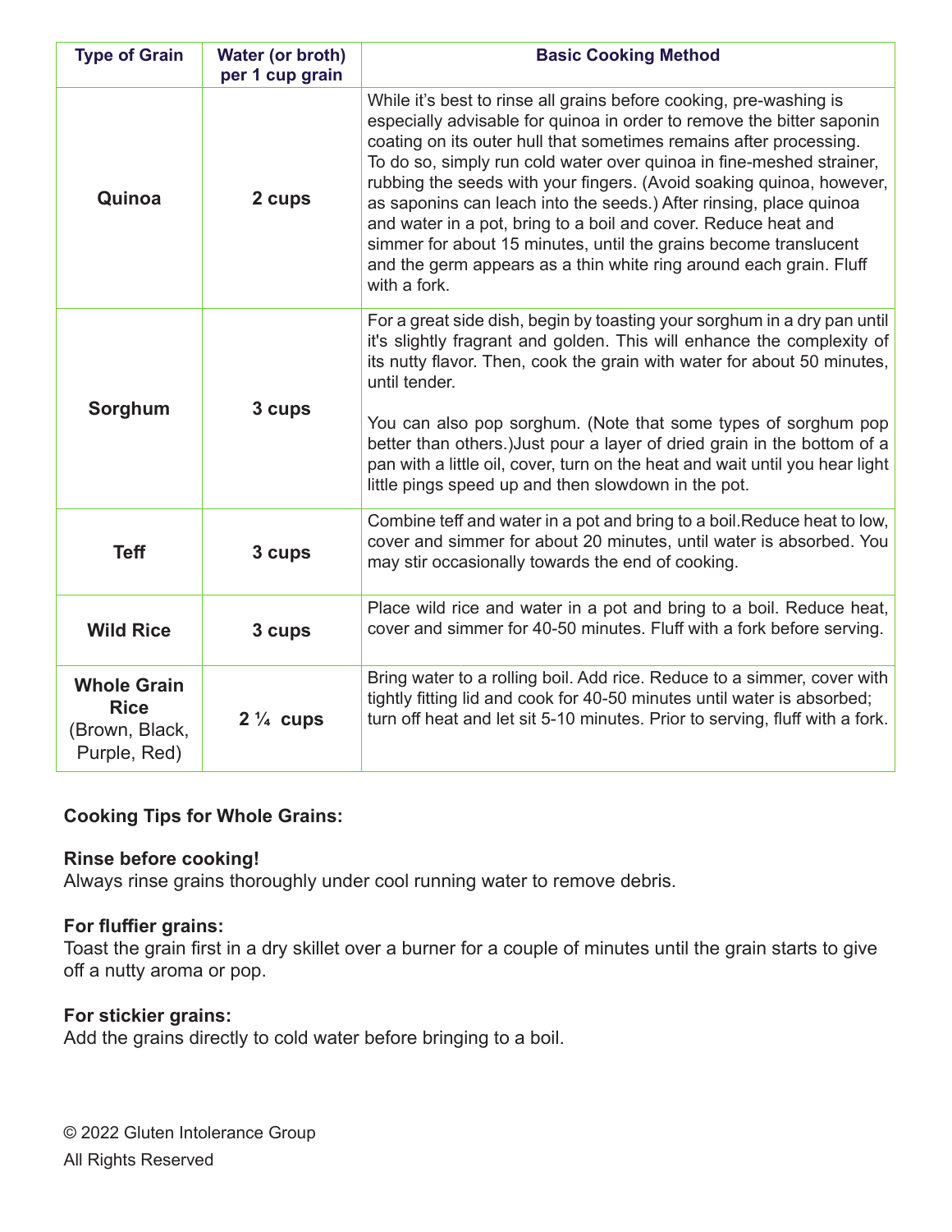| Type of Grain | Water (or broth) per 1 cup grain | Basic Cooking Method |
| --- | --- | --- |
| **Quinoa** | **2 cups** | While it's best to rinse all grains before cooking, pre-washing is especially advisable for quinoa in order to remove the bitter saponin coating on its outer hull that sometimes remains after processing. To do so, simply run cold water over quinoa in fine-meshed strainer, rubbing the seeds with your fingers. (Avoid soaking quinoa, however, as saponins can leach into the seeds.) After rinsing, place quinoa and water in a pot, bring to a boil and cover. Reduce heat and simmer for about 15 minutes, until the grains become translucent and the germ appears as a thin white ring around each grain. Fluff with a fork. |
| **Sorghum** | **3 cups** | For a great side dish, begin by toasting your sorghum in a dry pan until it's slightly fragrant and golden. This will enhance the complexity of its nutty flavor. Then, cook the grain with water for about 50 minutes, until tender.<br><br>You can also pop sorghum. (Note that some types of sorghum pop better than others.)Just pour a layer of dried grain in the bottom of a pan with a little oil, cover, turn on the heat and wait until you hear light little pings speed up and then slowdown in the pot. |
| **Teff** | **3 cups** | Combine teff and water in a pot and bring to a boil.Reduce heat to low, cover and simmer for about 20 minutes, until water is absorbed. You may stir occasionally towards the end of cooking. |
| **Wild Rice** | **3 cups** | Place wild rice and water in a pot and bring to a boil. Reduce heat, cover and simmer for 40-50 minutes. Fluff with a fork before serving. |
| **Whole Grain Rice** (Brown, Black, Purple, Red) | **2 ¼ cups** | Bring water to a rolling boil. Add rice. Reduce to a simmer, cover with tightly fitting lid and cook for 40-50 minutes until water is absorbed; turn off heat and let sit 5-10 minutes. Prior to serving, fluff with a fork. |

**Cooking Tips for Whole Grains:**

**Rinse before cooking!**
Always rinse grains thoroughly under cool running water to remove debris.

**For fluffier grains:**
Toast the grain first in a dry skillet over a burner for a couple of minutes until the grain starts to give off a nutty aroma or pop.

**For stickier grains:**
Add the grains directly to cold water before bringing to a boil.

© 2022 Gluten Intolerance Group
All Rights Reserved